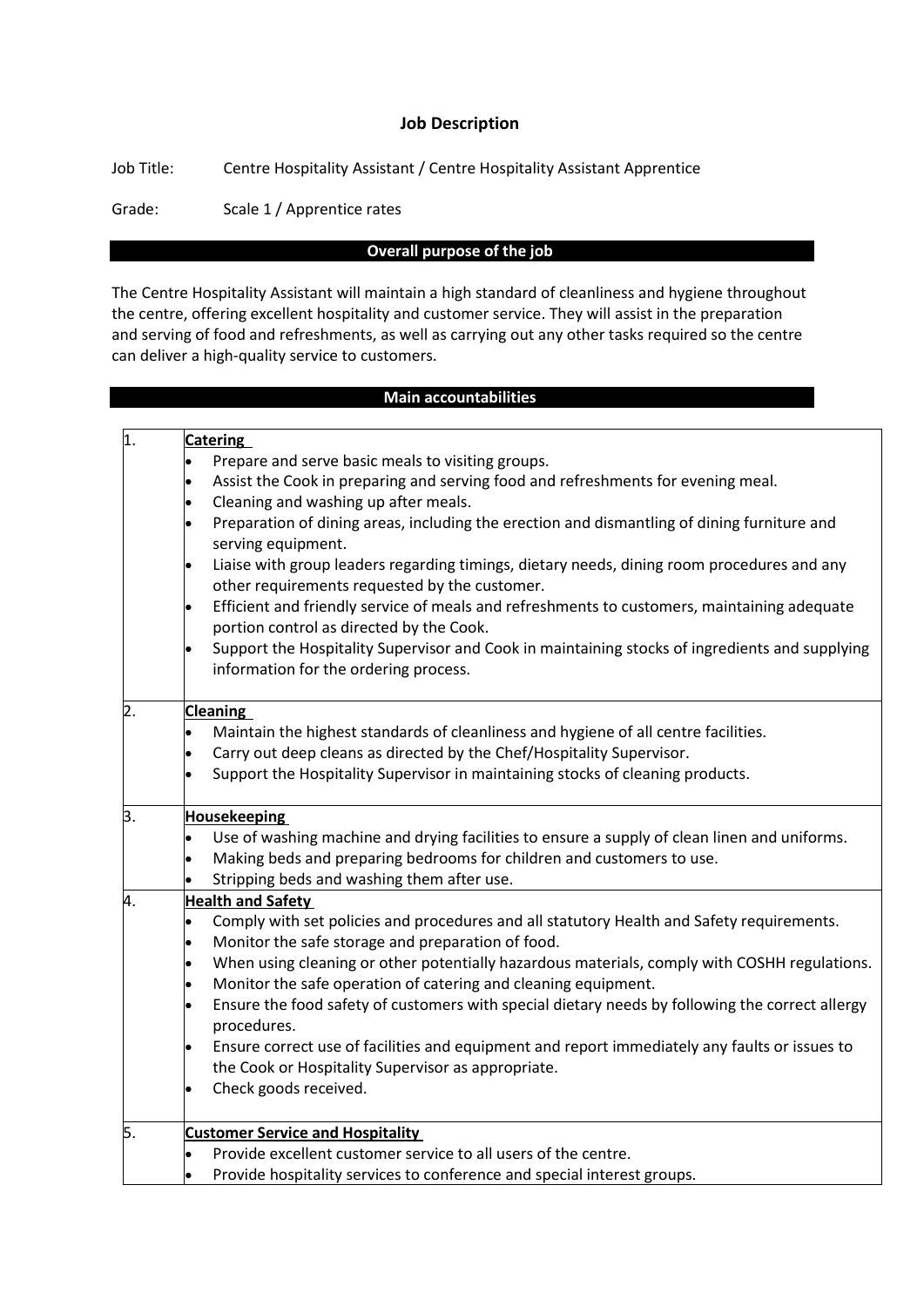# Job Description

Job Title: Centre Hospitality Assistant / Centre Hospitality Assistant Apprentice

Grade: Scale 1 / Apprentice rates

## Overall purpose of the job

The Centre Hospitality Assistant will maintain a high standard of cleanliness and hygiene throughout the centre, offering excellent hospitality and customer service. They will assist in the preparation and serving of food and refreshments, as well as carrying out any other tasks required so the centre can deliver a high-quality service to customers.

## Main accountabilities

| | |
|---|---|
| 1. | **Catering**<br>• Prepare and serve basic meals to visiting groups.<br>• Assist the Cook in preparing and serving food and refreshments for evening meal.<br>• Cleaning and washing up after meals.<br>• Preparation of dining areas, including the erection and dismantling of dining furniture and serving equipment.<br>• Liaise with group leaders regarding timings, dietary needs, dining room procedures and any other requirements requested by the customer.<br>• Efficient and friendly service of meals and refreshments to customers, maintaining adequate portion control as directed by the Cook.<br>• Support the Hospitality Supervisor and Cook in maintaining stocks of ingredients and supplying information for the ordering process. |
| 2. | **Cleaning**<br>• Maintain the highest standards of cleanliness and hygiene of all centre facilities.<br>• Carry out deep cleans as directed by the Chef/Hospitality Supervisor.<br>• Support the Hospitality Supervisor in maintaining stocks of cleaning products. |
| 3. | **Housekeeping**<br>• Use of washing machine and drying facilities to ensure a supply of clean linen and uniforms.<br>• Making beds and preparing bedrooms for children and customers to use.<br>• Stripping beds and washing them after use. |
| 4. | **Health and Safety**<br>• Comply with set policies and procedures and all statutory Health and Safety requirements.<br>• Monitor the safe storage and preparation of food.<br>• When using cleaning or other potentially hazardous materials, comply with COSHH regulations.<br>• Monitor the safe operation of catering and cleaning equipment.<br>• Ensure the food safety of customers with special dietary needs by following the correct allergy procedures.<br>• Ensure correct use of facilities and equipment and report immediately any faults or issues to the Cook or Hospitality Supervisor as appropriate.<br>• Check goods received. |
| 5. | **Customer Service and Hospitality**<br>• Provide excellent customer service to all users of the centre.<br>• Provide hospitality services to conference and special interest groups. |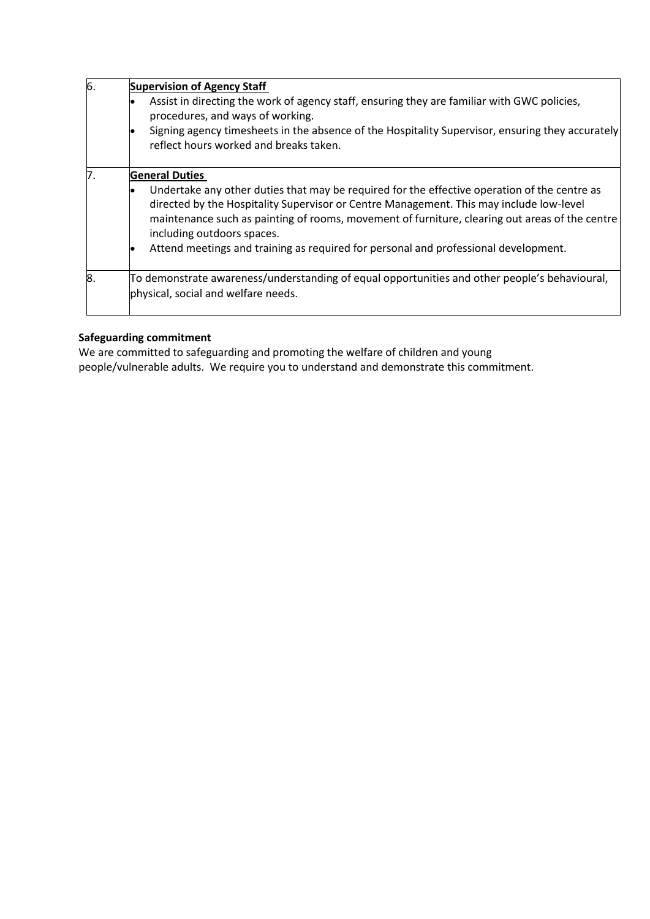| | |
|---|---|
| 6. | **Supervision of Agency Staff**<br>• Assist in directing the work of agency staff, ensuring they are familiar with GWC policies, procedures, and ways of working.<br>• Signing agency timesheets in the absence of the Hospitality Supervisor, ensuring they accurately reflect hours worked and breaks taken. |
| 7. | **General Duties**<br>• Undertake any other duties that may be required for the effective operation of the centre as directed by the Hospitality Supervisor or Centre Management. This may include low-level maintenance such as painting of rooms, movement of furniture, clearing out areas of the centre including outdoors spaces.<br>• Attend meetings and training as required for personal and professional development. |
| 8. | To demonstrate awareness/understanding of equal opportunities and other people's behavioural, physical, social and welfare needs. |

**Safeguarding commitment**

We are committed to safeguarding and promoting the welfare of children and young people/vulnerable adults. We require you to understand and demonstrate this commitment.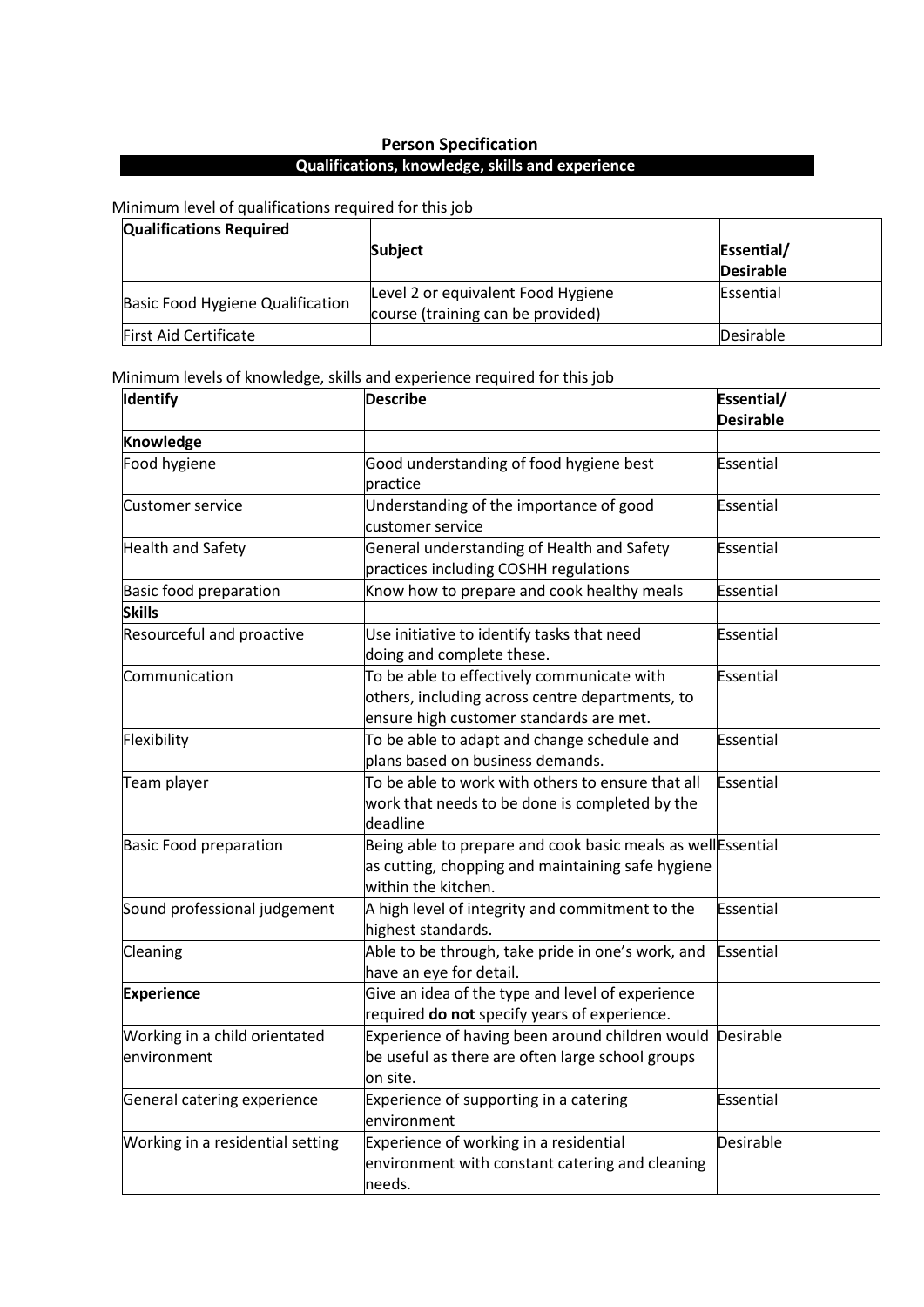## Person Specification

### Qualifications, knowledge, skills and experience

Minimum level of qualifications required for this job

| Qualifications Required | Subject | Essential/ Desirable |
|---|---|---|
| Basic Food Hygiene Qualification | Level 2 or equivalent Food Hygiene course (training can be provided) | Essential |
| First Aid Certificate | | Desirable |

Minimum levels of knowledge, skills and experience required for this job

| Identify | Describe | Essential/ Desirable |
|---|---|---|
| **Knowledge** | | |
| Food hygiene | Good understanding of food hygiene best practice | Essential |
| Customer service | Understanding of the importance of good customer service | Essential |
| Health and Safety | General understanding of Health and Safety practices including COSHH regulations | Essential |
| Basic food preparation | Know how to prepare and cook healthy meals | Essential |
| **Skills** | | |
| Resourceful and proactive | Use initiative to identify tasks that need doing and complete these. | Essential |
| Communication | To be able to effectively communicate with others, including across centre departments, to ensure high customer standards are met. | Essential |
| Flexibility | To be able to adapt and change schedule and plans based on business demands. | Essential |
| Team player | To be able to work with others to ensure that all work that needs to be done is completed by the deadline | Essential |
| Basic Food preparation | Being able to prepare and cook basic meals as well as cutting, chopping and maintaining safe hygiene within the kitchen. | Essential |
| Sound professional judgement | A high level of integrity and commitment to the highest standards. | Essential |
| Cleaning | Able to be through, take pride in one's work, and have an eye for detail. | Essential |
| **Experience** | Give an idea of the type and level of experience required **do not** specify years of experience. | |
| Working in a child orientated environment | Experience of having been around children would be useful as there are often large school groups on site. | Desirable |
| General catering experience | Experience of supporting in a catering environment | Essential |
| Working in a residential setting | Experience of working in a residential environment with constant catering and cleaning needs. | Desirable |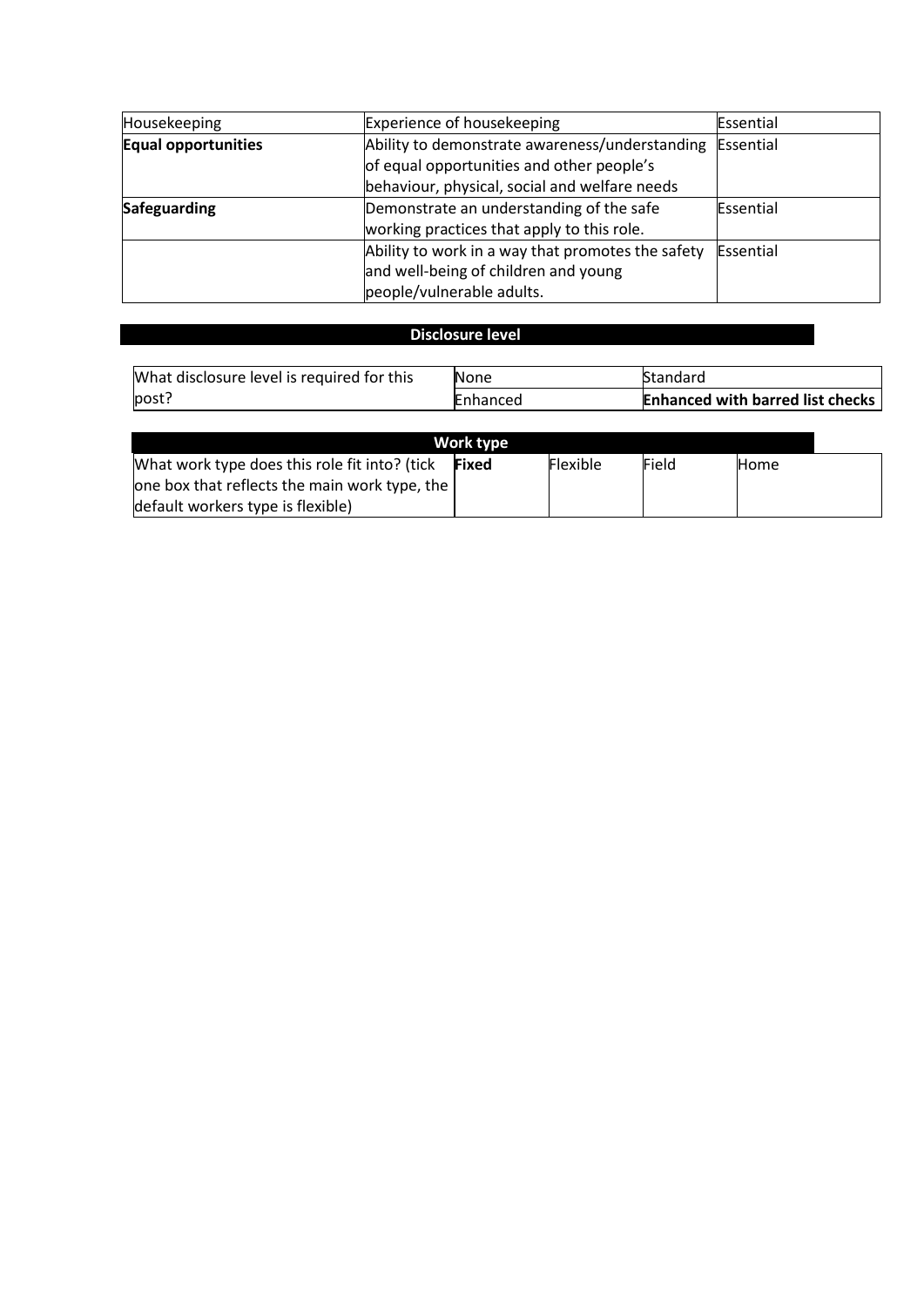| | | |
|---|---|---|
| Housekeeping | Experience of housekeeping | Essential |
| **Equal opportunities** | Ability to demonstrate awareness/understanding of equal opportunities and other people's behaviour, physical, social and welfare needs | Essential |
| **Safeguarding** | Demonstrate an understanding of the safe working practices that apply to this role. | Essential |
| | Ability to work in a way that promotes the safety and well-being of children and young people/vulnerable adults. | Essential |

## Disclosure level

| | | |
|---|---|---|
| What disclosure level is required for this post? | None | Standard |
| | Enhanced | **Enhanced with barred list checks** |

## Work type

| | | | | |
|---|---|---|---|---|
| What work type does this role fit into? (tick one box that reflects the main work type, the default workers type is flexible) | **Fixed** | Flexible | Field | Home |